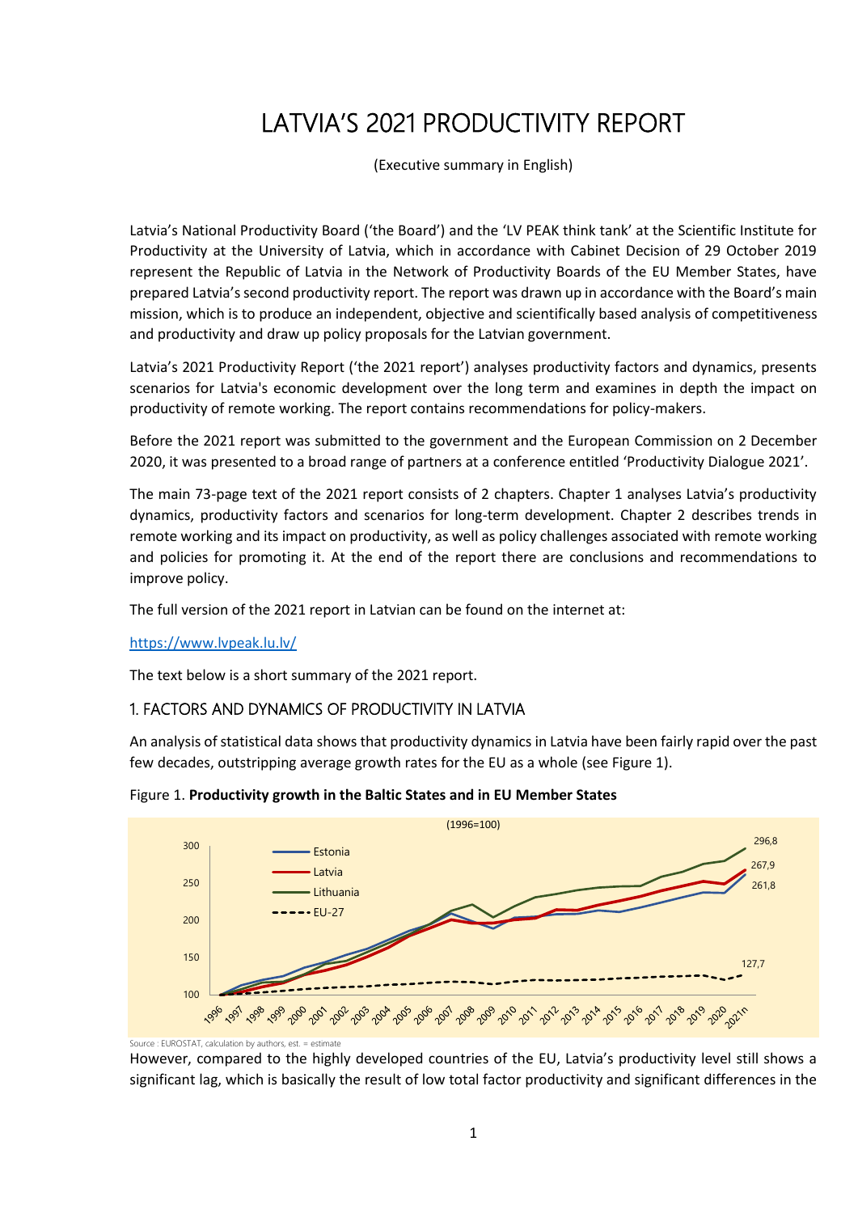# LATVIA'S 2021 PRODUCTIVITY REPORT

(Executive summary in English)

Latvia's National Productivity Board ('the Board') and the 'LV PEAK think tank' at the Scientific Institute for Productivity at the University of Latvia, which in accordance with Cabinet Decision of 29 October 2019 represent the Republic of Latvia in the Network of Productivity Boards of the EU Member States, have prepared Latvia's second productivity report. The report was drawn up in accordance with the Board's main mission, which is to produce an independent, objective and scientifically based analysis of competitiveness and productivity and draw up policy proposals for the Latvian government.

Latvia's 2021 Productivity Report ('the 2021 report') analyses productivity factors and dynamics, presents scenarios for Latvia's economic development over the long term and examines in depth the impact on productivity of remote working. The report contains recommendations for policy-makers.

Before the 2021 report was submitted to the government and the European Commission on 2 December 2020, it was presented to a broad range of partners at a conference entitled 'Productivity Dialogue 2021'.

The main 73-page text of the 2021 report consists of 2 chapters. Chapter 1 analyses Latvia's productivity dynamics, productivity factors and scenarios for long-term development. Chapter 2 describes trends in remote working and its impact on productivity, as well as policy challenges associated with remote working and policies for promoting it. At the end of the report there are conclusions and recommendations to improve policy.

The full version of the 2021 report in Latvian can be found on the internet at:

https://www.lvpeak.lu.lv/

The text below is a short summary of the 2021 report.

## 1. FACTORS AND DYNAMICS OF PRODUCTIVITY IN LATVIA

An analysis of statistical data shows that productivity dynamics in Latvia have been fairly rapid over the past few decades, outstripping average growth rates for the EU as a whole (see Figure 1).

Figure 1. **Productivity growth in the Baltic States and in EU Member States**

(1996=100)

Legend: Estonia, Latvia, Lithuania, EU-27

End values (2021e): Lithuania 296,8; Latvia 267,9; Estonia 261,8; EU-27 127,7

Source : EUROSTAT, calculation by authors, est. = estimate

However, compared to the highly developed countries of the EU, Latvia's productivity level still shows a significant lag, which is basically the result of low total factor productivity and significant differences in the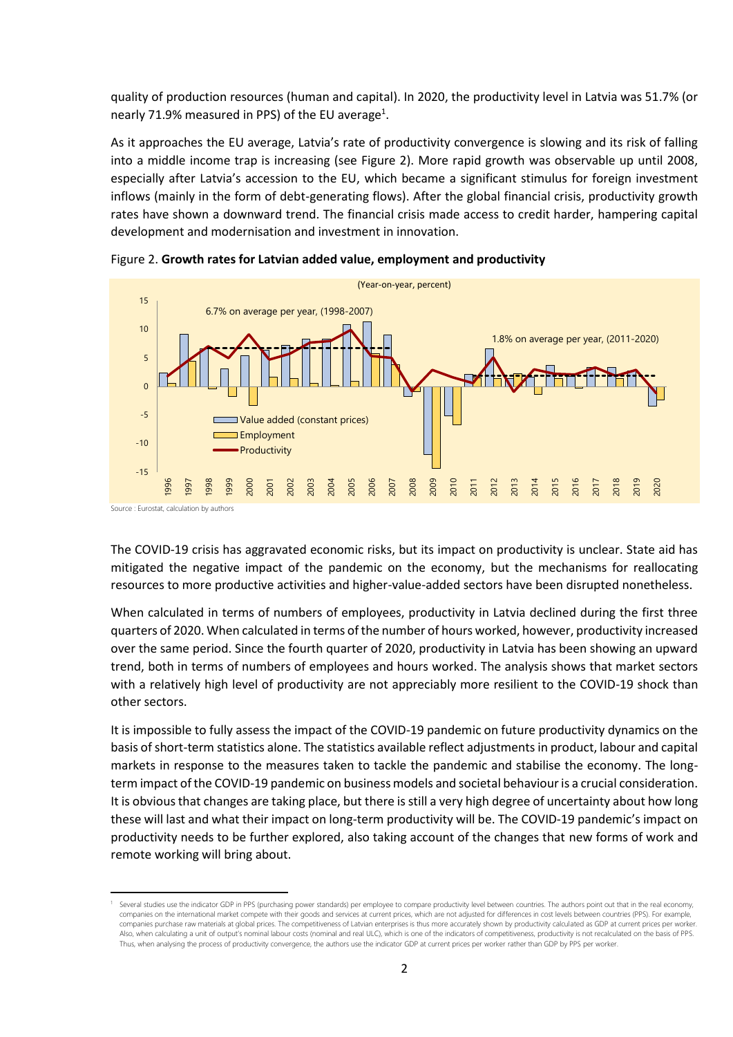quality of production resources (human and capital). In 2020, the productivity level in Latvia was 51.7% (or nearly 71.9% measured in PPS) of the EU average[1].

As it approaches the EU average, Latvia's rate of productivity convergence is slowing and its risk of falling into a middle income trap is increasing (see Figure 2). More rapid growth was observable up until 2008, especially after Latvia's accession to the EU, which became a significant stimulus for foreign investment inflows (mainly in the form of debt-generating flows). After the global financial crisis, productivity growth rates have shown a downward trend. The financial crisis made access to credit harder, hampering capital development and modernisation and investment in innovation.

Figure 2. **Growth rates for Latvian added value, employment and productivity**

(Year-on-year, percent)

Source : Eurostat, calculation by authors

The COVID-19 crisis has aggravated economic risks, but its impact on productivity is unclear. State aid has mitigated the negative impact of the pandemic on the economy, but the mechanisms for reallocating resources to more productive activities and higher-value-added sectors have been disrupted nonetheless.

When calculated in terms of numbers of employees, productivity in Latvia declined during the first three quarters of 2020. When calculated in terms of the number of hours worked, however, productivity increased over the same period. Since the fourth quarter of 2020, productivity in Latvia has been showing an upward trend, both in terms of numbers of employees and hours worked. The analysis shows that market sectors with a relatively high level of productivity are not appreciably more resilient to the COVID-19 shock than other sectors.

It is impossible to fully assess the impact of the COVID-19 pandemic on future productivity dynamics on the basis of short-term statistics alone. The statistics available reflect adjustments in product, labour and capital markets in response to the measures taken to tackle the pandemic and stabilise the economy. The long-term impact of the COVID-19 pandemic on business models and societal behaviour is a crucial consideration. It is obvious that changes are taking place, but there is still a very high degree of uncertainty about how long these will last and what their impact on long-term productivity will be. The COVID-19 pandemic's impact on productivity needs to be further explored, also taking account of the changes that new forms of work and remote working will bring about.

---

[1] Several studies use the indicator GDP in PPS (purchasing power standards) per employee to compare productivity level between countries. The authors point out that in the real economy, companies on the international market compete with their goods and services at current prices, which are not adjusted for differences in cost levels between countries (PPS). For example, companies purchase raw materials at global prices. The competitiveness of Latvian enterprises is thus more accurately shown by productivity calculated as GDP at current prices per worker. Also, when calculating a unit of output's nominal labour costs (nominal and real ULC), which is one of the indicators of competitiveness, productivity is not recalculated on the basis of PPS. Thus, when analysing the process of productivity convergence, the authors use the indicator GDP at current prices per worker rather than GDP by PPS per worker.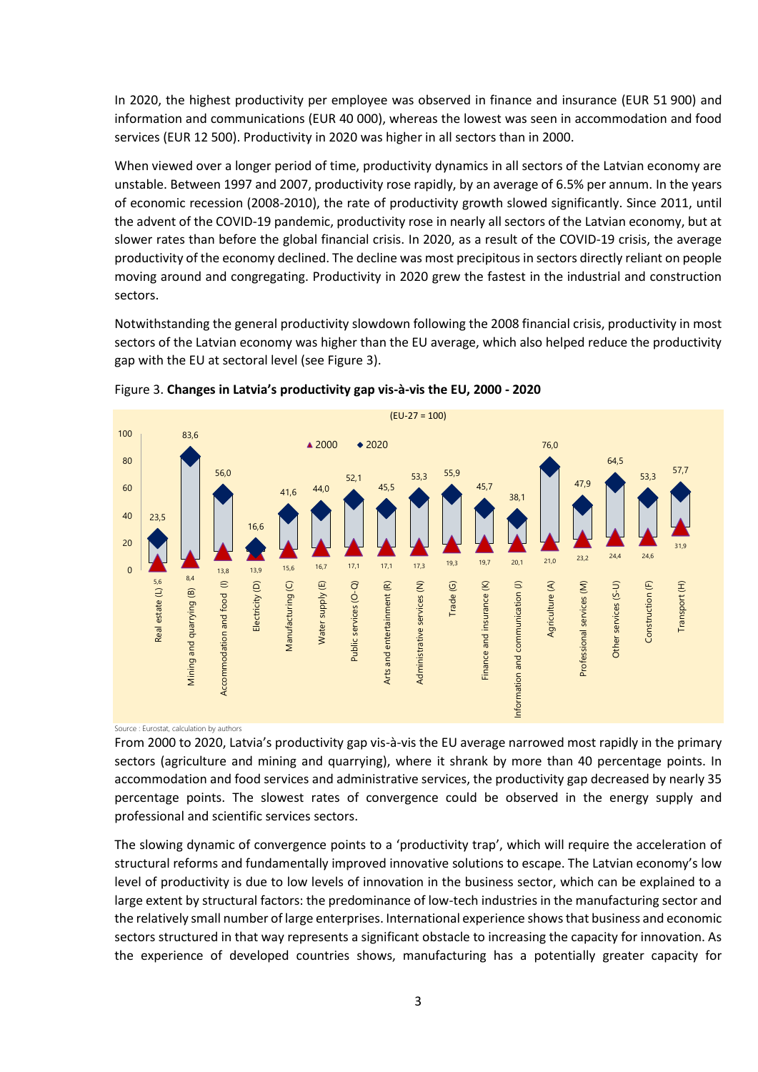In 2020, the highest productivity per employee was observed in finance and insurance (EUR 51 900) and information and communications (EUR 40 000), whereas the lowest was seen in accommodation and food services (EUR 12 500). Productivity in 2020 was higher in all sectors than in 2000.

When viewed over a longer period of time, productivity dynamics in all sectors of the Latvian economy are unstable. Between 1997 and 2007, productivity rose rapidly, by an average of 6.5% per annum. In the years of economic recession (2008-2010), the rate of productivity growth slowed significantly. Since 2011, until the advent of the COVID-19 pandemic, productivity rose in nearly all sectors of the Latvian economy, but at slower rates than before the global financial crisis. In 2020, as a result of the COVID-19 crisis, the average productivity of the economy declined. The decline was most precipitous in sectors directly reliant on people moving around and congregating. Productivity in 2020 grew the fastest in the industrial and construction sectors.

Notwithstanding the general productivity slowdown following the 2008 financial crisis, productivity in most sectors of the Latvian economy was higher than the EU average, which also helped reduce the productivity gap with the EU at sectoral level (see Figure 3).

Figure 3. **Changes in Latvia's productivity gap vis-à-vis the EU, 2000 - 2020**

(EU-27 = 100)

| Sector | 2000 | 2020 |
|---|---|---|
| Real estate (L) | 5,6 | 23,5 |
| Mining and quarrying (B) | 8,4 | 83,6 |
| Accommodation and food (I) | 13,8 | 56,0 |
| Electricity (D) | 13,9 | 16,6 |
| Manufacturing (C) | 15,6 | 41,6 |
| Water supply (E) | 16,7 | 44,0 |
| Public services (O-Q) | 17,1 | 52,1 |
| Arts and entertainment (R) | 17,1 | 45,5 |
| Administrative services (N) | 17,3 | 53,3 |
| Trade (G) | 19,3 | 55,9 |
| Finance and insurance (K) | 19,7 | 45,7 |
| Information and communication (J) | 20,1 | 38,1 |
| Agriculture (A) | 21,0 | 76,0 |
| Professional services (M) | 23,2 | 47,9 |
| Other services (S-U) | 24,4 | 64,5 |
| Construction (F) | 24,6 | 53,3 |
| Transport (H) | 31,9 | 57,7 |

Source : Eurostat, calculation by authors

From 2000 to 2020, Latvia's productivity gap vis-à-vis the EU average narrowed most rapidly in the primary sectors (agriculture and mining and quarrying), where it shrank by more than 40 percentage points. In accommodation and food services and administrative services, the productivity gap decreased by nearly 35 percentage points. The slowest rates of convergence could be observed in the energy supply and professional and scientific services sectors.

The slowing dynamic of convergence points to a 'productivity trap', which will require the acceleration of structural reforms and fundamentally improved innovative solutions to escape. The Latvian economy's low level of productivity is due to low levels of innovation in the business sector, which can be explained to a large extent by structural factors: the predominance of low-tech industries in the manufacturing sector and the relatively small number of large enterprises. International experience shows that business and economic sectors structured in that way represents a significant obstacle to increasing the capacity for innovation. As the experience of developed countries shows, manufacturing has a potentially greater capacity for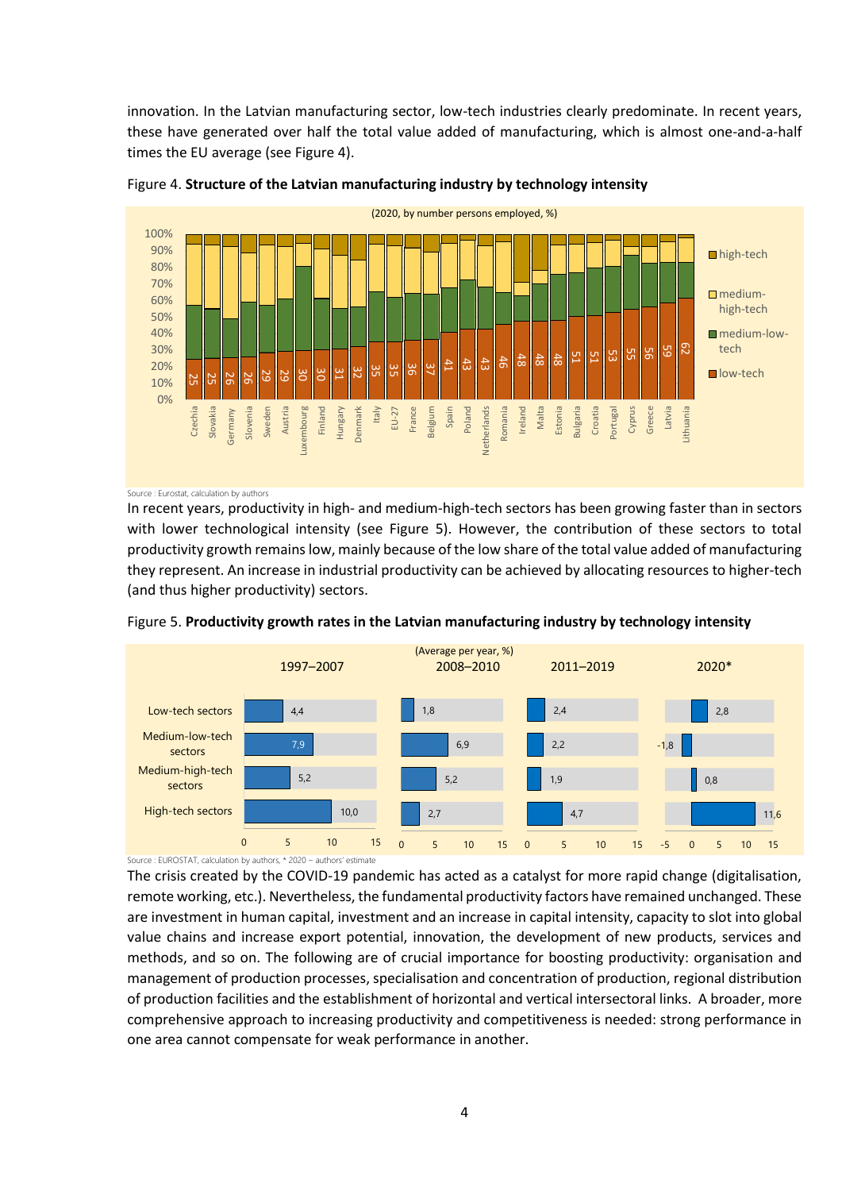innovation. In the Latvian manufacturing sector, low-tech industries clearly predominate. In recent years, these have generated over half the total value added of manufacturing, which is almost one-and-a-half times the EU average (see Figure 4).

Figure 4. **Structure of the Latvian manufacturing industry by technology intensity**

Source : Eurostat, calculation by authors

In recent years, productivity in high- and medium-high-tech sectors has been growing faster than in sectors with lower technological intensity (see Figure 5). However, the contribution of these sectors to total productivity growth remains low, mainly because of the low share of the total value added of manufacturing they represent. An increase in industrial productivity can be achieved by allocating resources to higher-tech (and thus higher productivity) sectors.

Figure 5. **Productivity growth rates in the Latvian manufacturing industry by technology intensity**

Source : EUROSTAT, calculation by authors, * 2020 – authors' estimate

The crisis created by the COVID-19 pandemic has acted as a catalyst for more rapid change (digitalisation, remote working, etc.). Nevertheless, the fundamental productivity factors have remained unchanged. These are investment in human capital, investment and an increase in capital intensity, capacity to slot into global value chains and increase export potential, innovation, the development of new products, services and methods, and so on. The following are of crucial importance for boosting productivity: organisation and management of production processes, specialisation and concentration of production, regional distribution of production facilities and the establishment of horizontal and vertical intersectoral links. A broader, more comprehensive approach to increasing productivity and competitiveness is needed: strong performance in one area cannot compensate for weak performance in another.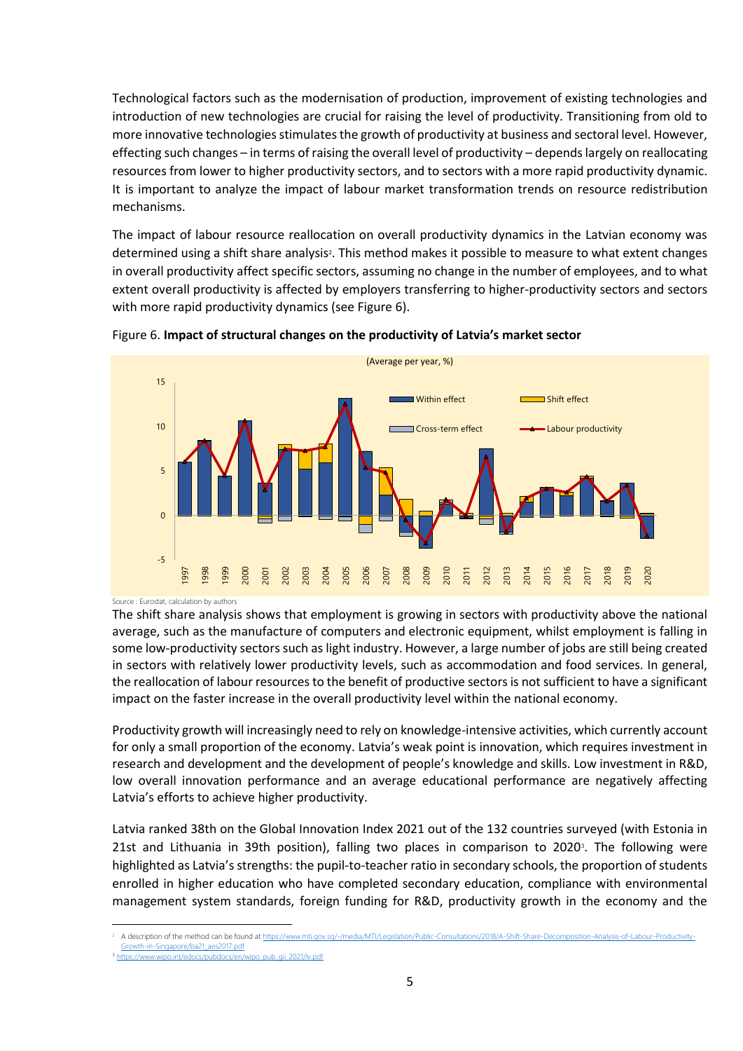Technological factors such as the modernisation of production, improvement of existing technologies and introduction of new technologies are crucial for raising the level of productivity. Transitioning from old to more innovative technologies stimulates the growth of productivity at business and sectoral level. However, effecting such changes – in terms of raising the overall level of productivity – depends largely on reallocating resources from lower to higher productivity sectors, and to sectors with a more rapid productivity dynamic. It is important to analyze the impact of labour market transformation trends on resource redistribution mechanisms.

The impact of labour resource reallocation on overall productivity dynamics in the Latvian economy was determined using a shift share analysis[2]. This method makes it possible to measure to what extent changes in overall productivity affect specific sectors, assuming no change in the number of employees, and to what extent overall productivity is affected by employers transferring to higher-productivity sectors and sectors with more rapid productivity dynamics (see Figure 6).

Figure 6. **Impact of structural changes on the productivity of Latvia's market sector**

(Average per year, %)

Source : Eurostat, calculation by authors

The shift share analysis shows that employment is growing in sectors with productivity above the national average, such as the manufacture of computers and electronic equipment, whilst employment is falling in some low-productivity sectors such as light industry. However, a large number of jobs are still being created in sectors with relatively lower productivity levels, such as accommodation and food services. In general, the reallocation of labour resources to the benefit of productive sectors is not sufficient to have a significant impact on the faster increase in the overall productivity level within the national economy.

Productivity growth will increasingly need to rely on knowledge-intensive activities, which currently account for only a small proportion of the economy. Latvia's weak point is innovation, which requires investment in research and development and the development of people's knowledge and skills. Low investment in R&D, low overall innovation performance and an average educational performance are negatively affecting Latvia's efforts to achieve higher productivity.

Latvia ranked 38th on the Global Innovation Index 2021 out of the 132 countries surveyed (with Estonia in 21st and Lithuania in 39th position), falling two places in comparison to 2020[3]. The following were highlighted as Latvia's strengths: the pupil-to-teacher ratio in secondary schools, the proportion of students enrolled in higher education who have completed secondary education, compliance with environmental management system standards, foreign funding for R&D, productivity growth in the economy and the

---

[2] A description of the method can be found at https://www.mti.gov.sg/-/media/MTI/Legislation/Public-Consultations/2018/A-Shift-Share-Decomposition-Analysis-of-Labour-Productivity-Growth-in-Singapore/ba21_aes2017.pdf

[3] https://www.wipo.int/edocs/pubdocs/en/wipo_pub_gii_2021/lv.pdf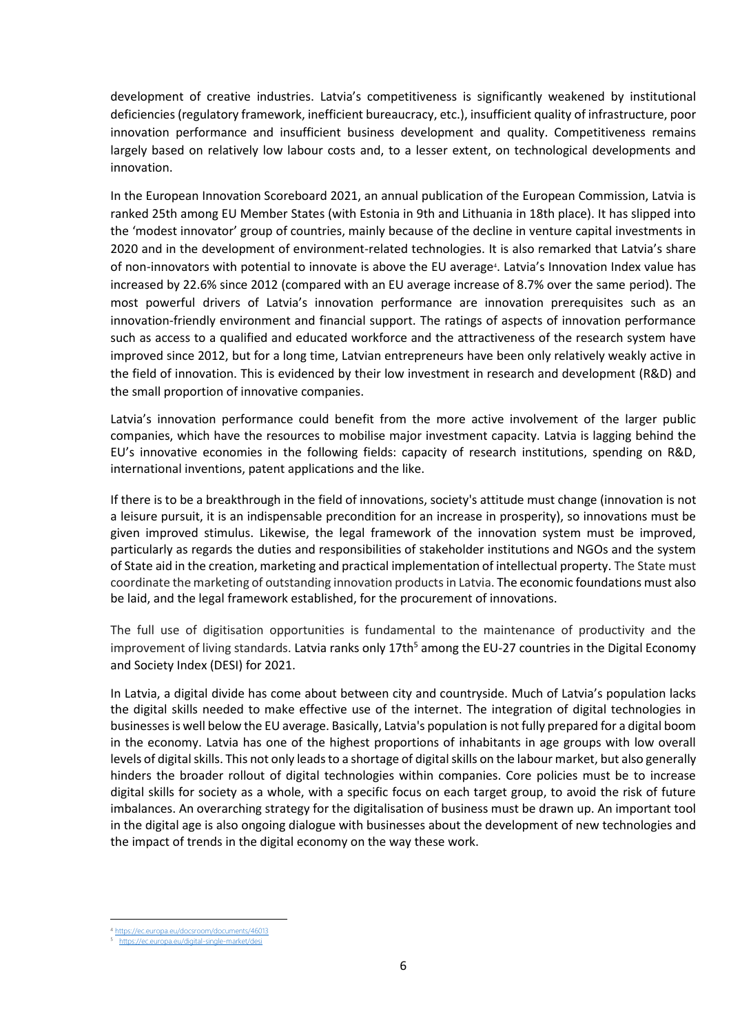development of creative industries. Latvia's competitiveness is significantly weakened by institutional deficiencies (regulatory framework, inefficient bureaucracy, etc.), insufficient quality of infrastructure, poor innovation performance and insufficient business development and quality. Competitiveness remains largely based on relatively low labour costs and, to a lesser extent, on technological developments and innovation.

In the European Innovation Scoreboard 2021, an annual publication of the European Commission, Latvia is ranked 25th among EU Member States (with Estonia in 9th and Lithuania in 18th place). It has slipped into the 'modest innovator' group of countries, mainly because of the decline in venture capital investments in 2020 and in the development of environment-related technologies. It is also remarked that Latvia's share of non-innovators with potential to innovate is above the EU average[4]. Latvia's Innovation Index value has increased by 22.6% since 2012 (compared with an EU average increase of 8.7% over the same period). The most powerful drivers of Latvia's innovation performance are innovation prerequisites such as an innovation-friendly environment and financial support. The ratings of aspects of innovation performance such as access to a qualified and educated workforce and the attractiveness of the research system have improved since 2012, but for a long time, Latvian entrepreneurs have been only relatively weakly active in the field of innovation. This is evidenced by their low investment in research and development (R&D) and the small proportion of innovative companies.

Latvia's innovation performance could benefit from the more active involvement of the larger public companies, which have the resources to mobilise major investment capacity. Latvia is lagging behind the EU's innovative economies in the following fields: capacity of research institutions, spending on R&D, international inventions, patent applications and the like.

If there is to be a breakthrough in the field of innovations, society's attitude must change (innovation is not a leisure pursuit, it is an indispensable precondition for an increase in prosperity), so innovations must be given improved stimulus. Likewise, the legal framework of the innovation system must be improved, particularly as regards the duties and responsibilities of stakeholder institutions and NGOs and the system of State aid in the creation, marketing and practical implementation of intellectual property. The State must coordinate the marketing of outstanding innovation products in Latvia. The economic foundations must also be laid, and the legal framework established, for the procurement of innovations.

The full use of digitisation opportunities is fundamental to the maintenance of productivity and the improvement of living standards. Latvia ranks only 17th[5] among the EU-27 countries in the Digital Economy and Society Index (DESI) for 2021.

In Latvia, a digital divide has come about between city and countryside. Much of Latvia's population lacks the digital skills needed to make effective use of the internet. The integration of digital technologies in businesses is well below the EU average. Basically, Latvia's population is not fully prepared for a digital boom in the economy. Latvia has one of the highest proportions of inhabitants in age groups with low overall levels of digital skills. This not only leads to a shortage of digital skills on the labour market, but also generally hinders the broader rollout of digital technologies within companies. Core policies must be to increase digital skills for society as a whole, with a specific focus on each target group, to avoid the risk of future imbalances. An overarching strategy for the digitalisation of business must be drawn up. An important tool in the digital age is also ongoing dialogue with businesses about the development of new technologies and the impact of trends in the digital economy on the way these work.

---

[4] https://ec.europa.eu/docsroom/documents/46013

[5] https://ec.europa.eu/digital-single-market/desi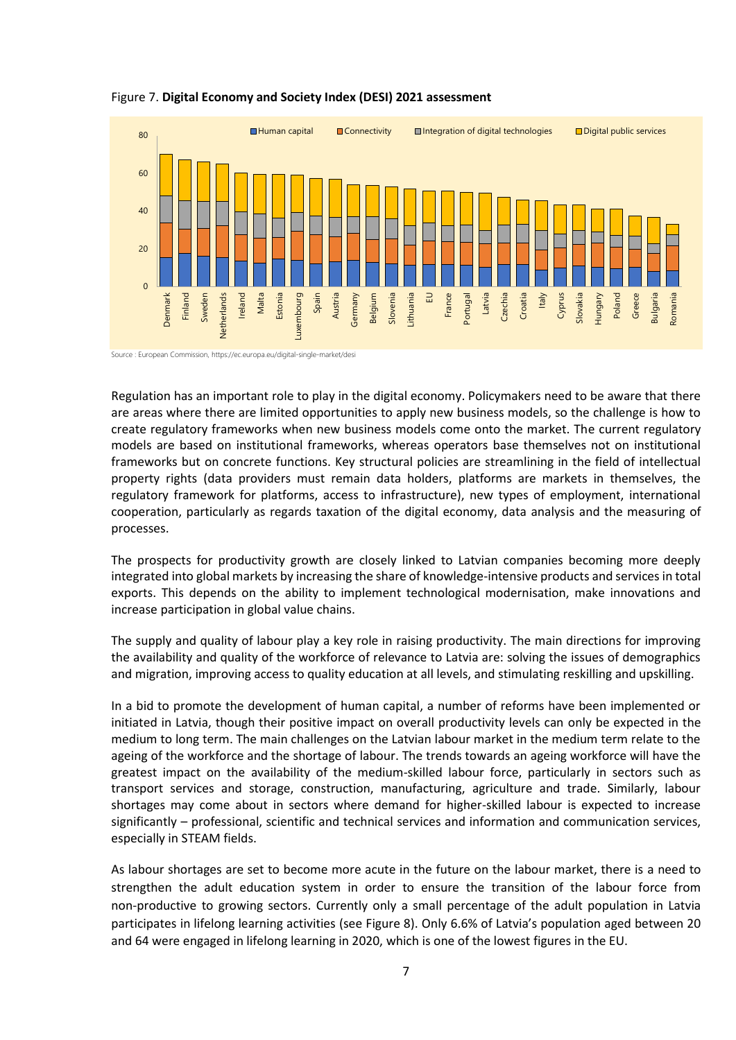Figure 7. **Digital Economy and Society Index (DESI) 2021 assessment**

Source : European Commission, https://ec.europa.eu/digital-single-market/desi

Regulation has an important role to play in the digital economy. Policymakers need to be aware that there are areas where there are limited opportunities to apply new business models, so the challenge is how to create regulatory frameworks when new business models come onto the market. The current regulatory models are based on institutional frameworks, whereas operators base themselves not on institutional frameworks but on concrete functions. Key structural policies are streamlining in the field of intellectual property rights (data providers must remain data holders, platforms are markets in themselves, the regulatory framework for platforms, access to infrastructure), new types of employment, international cooperation, particularly as regards taxation of the digital economy, data analysis and the measuring of processes.

The prospects for productivity growth are closely linked to Latvian companies becoming more deeply integrated into global markets by increasing the share of knowledge-intensive products and services in total exports. This depends on the ability to implement technological modernisation, make innovations and increase participation in global value chains.

The supply and quality of labour play a key role in raising productivity. The main directions for improving the availability and quality of the workforce of relevance to Latvia are: solving the issues of demographics and migration, improving access to quality education at all levels, and stimulating reskilling and upskilling.

In a bid to promote the development of human capital, a number of reforms have been implemented or initiated in Latvia, though their positive impact on overall productivity levels can only be expected in the medium to long term. The main challenges on the Latvian labour market in the medium term relate to the ageing of the workforce and the shortage of labour. The trends towards an ageing workforce will have the greatest impact on the availability of the medium-skilled labour force, particularly in sectors such as transport services and storage, construction, manufacturing, agriculture and trade. Similarly, labour shortages may come about in sectors where demand for higher-skilled labour is expected to increase significantly – professional, scientific and technical services and information and communication services, especially in STEAM fields.

As labour shortages are set to become more acute in the future on the labour market, there is a need to strengthen the adult education system in order to ensure the transition of the labour force from non-productive to growing sectors. Currently only a small percentage of the adult population in Latvia participates in lifelong learning activities (see Figure 8). Only 6.6% of Latvia's population aged between 20 and 64 were engaged in lifelong learning in 2020, which is one of the lowest figures in the EU.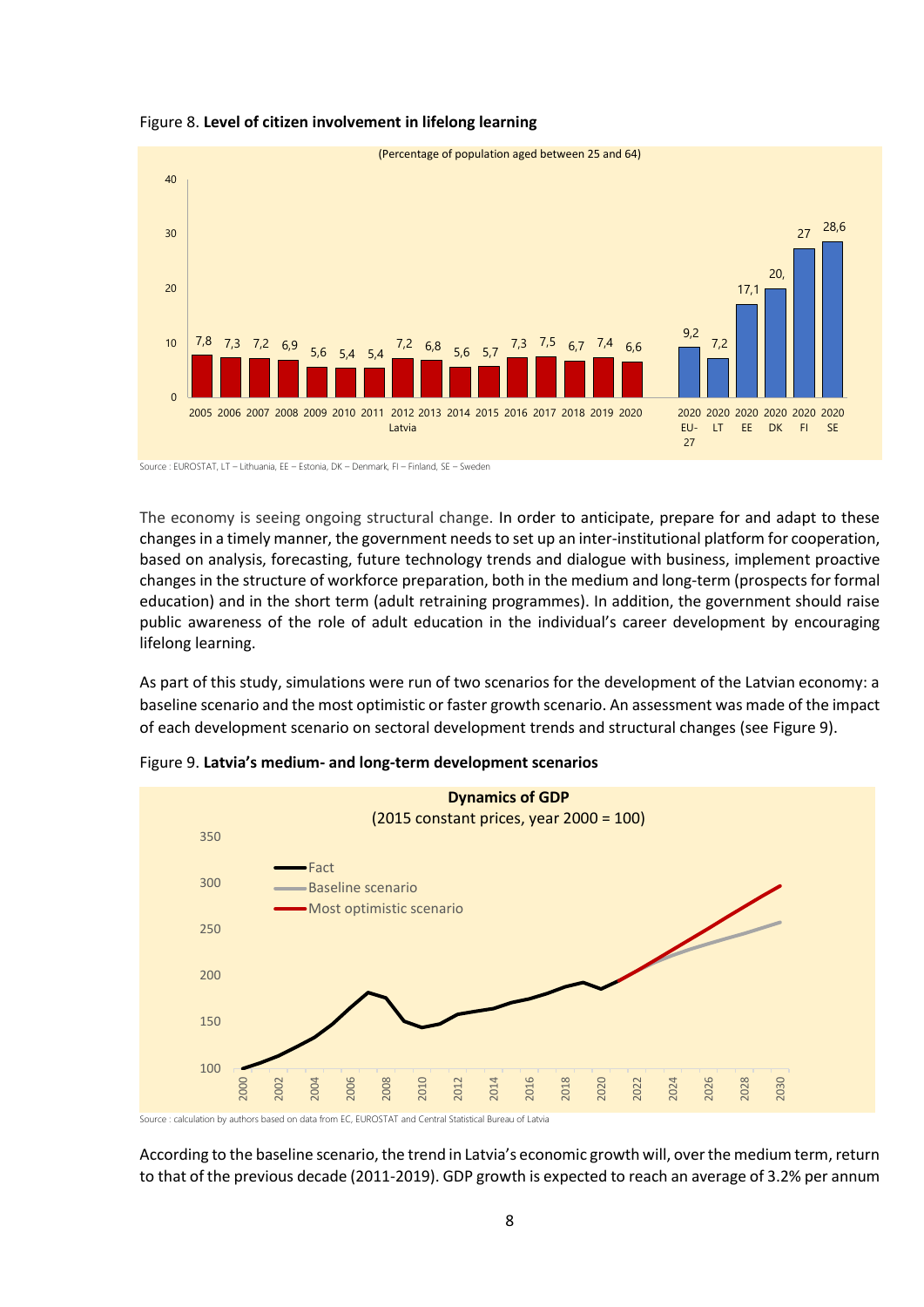Figure 8. **Level of citizen involvement in lifelong learning**

(Percentage of population aged between 25 and 64)

| Year / Country | Value |
|---|---|
| 2005 Latvia | 7,8 |
| 2006 Latvia | 7,3 |
| 2007 Latvia | 7,2 |
| 2008 Latvia | 6,9 |
| 2009 Latvia | 5,6 |
| 2010 Latvia | 5,4 |
| 2011 Latvia | 5,4 |
| 2012 Latvia | 7,2 |
| 2013 Latvia | 6,8 |
| 2014 Latvia | 5,6 |
| 2015 Latvia | 5,7 |
| 2016 Latvia | 7,3 |
| 2017 Latvia | 7,5 |
| 2018 Latvia | 6,7 |
| 2019 Latvia | 7,4 |
| 2020 Latvia | 6,6 |
| 2020 EU-27 | 9,2 |
| 2020 LT | 7,2 |
| 2020 EE | 17,1 |
| 2020 DK | 20, |
| 2020 FI | 27 |
| 2020 SE | 28,6 |

Source : EUROSTAT, LT – Lithuania, EE – Estonia, DK – Denmark, FI – Finland, SE – Sweden

The economy is seeing ongoing structural change. In order to anticipate, prepare for and adapt to these changes in a timely manner, the government needs to set up an inter-institutional platform for cooperation, based on analysis, forecasting, future technology trends and dialogue with business, implement proactive changes in the structure of workforce preparation, both in the medium and long-term (prospects for formal education) and in the short term (adult retraining programmes). In addition, the government should raise public awareness of the role of adult education in the individual's career development by encouraging lifelong learning.

As part of this study, simulations were run of two scenarios for the development of the Latvian economy: a baseline scenario and the most optimistic or faster growth scenario. An assessment was made of the impact of each development scenario on sectoral development trends and structural changes (see Figure 9).

Figure 9. **Latvia's medium- and long-term development scenarios**

**Dynamics of GDP**
(2015 constant prices, year 2000 = 100)

Legend: Fact; Baseline scenario; Most optimistic scenario

Source : calculation by authors based on data from EC, EUROSTAT and Central Statistical Bureau of Latvia

According to the baseline scenario, the trend in Latvia's economic growth will, over the medium term, return to that of the previous decade (2011-2019). GDP growth is expected to reach an average of 3.2% per annum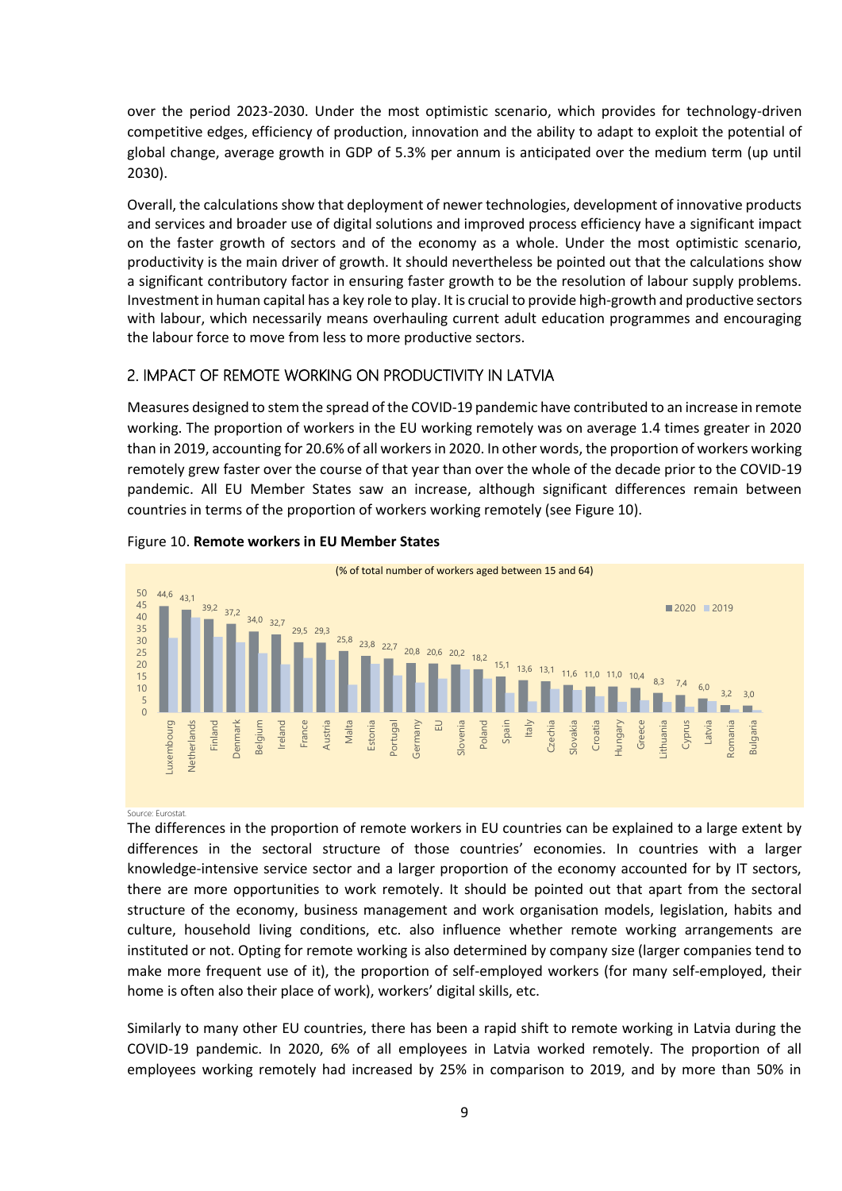over the period 2023-2030. Under the most optimistic scenario, which provides for technology-driven competitive edges, efficiency of production, innovation and the ability to adapt to exploit the potential of global change, average growth in GDP of 5.3% per annum is anticipated over the medium term (up until 2030).

Overall, the calculations show that deployment of newer technologies, development of innovative products and services and broader use of digital solutions and improved process efficiency have a significant impact on the faster growth of sectors and of the economy as a whole. Under the most optimistic scenario, productivity is the main driver of growth. It should nevertheless be pointed out that the calculations show a significant contributory factor in ensuring faster growth to be the resolution of labour supply problems. Investment in human capital has a key role to play. It is crucial to provide high-growth and productive sectors with labour, which necessarily means overhauling current adult education programmes and encouraging the labour force to move from less to more productive sectors.

## 2. IMPACT OF REMOTE WORKING ON PRODUCTIVITY IN LATVIA

Measures designed to stem the spread of the COVID-19 pandemic have contributed to an increase in remote working. The proportion of workers in the EU working remotely was on average 1.4 times greater in 2020 than in 2019, accounting for 20.6% of all workers in 2020. In other words, the proportion of workers working remotely grew faster over the course of that year than over the whole of the decade prior to the COVID-19 pandemic. All EU Member States saw an increase, although significant differences remain between countries in terms of the proportion of workers working remotely (see Figure 10).

Figure 10. **Remote workers in EU Member States**

(% of total number of workers aged between 15 and 64)

| Country | 2020 |
|---|---|
| Luxembourg | 44,6 |
| Netherlands | 43,1 |
| Finland | 39,2 |
| Denmark | 37,2 |
| Belgium | 34,0 |
| Ireland | 32,7 |
| France | 29,5 |
| Austria | 29,3 |
| Malta | 25,8 |
| Estonia | 23,8 |
| Portugal | 22,7 |
| Germany | 20,8 |
| EU | 20,6 |
| Slovenia | 20,2 |
| Poland | 18,2 |
| Spain | 15,1 |
| Italy | 13,6 |
| Czechia | 13,1 |
| Slovakia | 11,6 |
| Croatia | 11,0 |
| Hungary | 11,0 |
| Greece | 10,4 |
| Lithuania | 8,3 |
| Cyprus | 7,4 |
| Latvia | 6,0 |
| Romania | 3,2 |
| Bulgaria | 3,0 |

Source: Eurostat.

The differences in the proportion of remote workers in EU countries can be explained to a large extent by differences in the sectoral structure of those countries' economies. In countries with a larger knowledge-intensive service sector and a larger proportion of the economy accounted for by IT sectors, there are more opportunities to work remotely. It should be pointed out that apart from the sectoral structure of the economy, business management and work organisation models, legislation, habits and culture, household living conditions, etc. also influence whether remote working arrangements are instituted or not. Opting for remote working is also determined by company size (larger companies tend to make more frequent use of it), the proportion of self-employed workers (for many self-employed, their home is often also their place of work), workers' digital skills, etc.

Similarly to many other EU countries, there has been a rapid shift to remote working in Latvia during the COVID-19 pandemic. In 2020, 6% of all employees in Latvia worked remotely. The proportion of all employees working remotely had increased by 25% in comparison to 2019, and by more than 50% in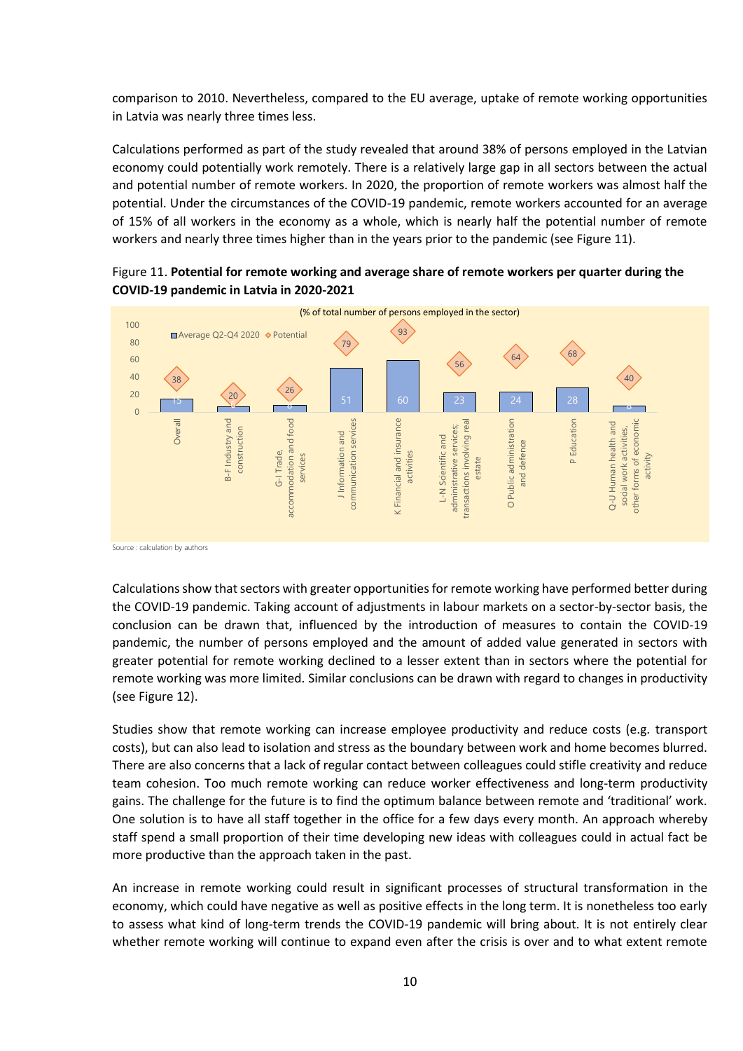comparison to 2010. Nevertheless, compared to the EU average, uptake of remote working opportunities in Latvia was nearly three times less.

Calculations performed as part of the study revealed that around 38% of persons employed in the Latvian economy could potentially work remotely. There is a relatively large gap in all sectors between the actual and potential number of remote workers. In 2020, the proportion of remote workers was almost half the potential. Under the circumstances of the COVID-19 pandemic, remote workers accounted for an average of 15% of all workers in the economy as a whole, which is nearly half the potential number of remote workers and nearly three times higher than in the years prior to the pandemic (see Figure 11).

Figure 11. **Potential for remote working and average share of remote workers per quarter during the COVID-19 pandemic in Latvia in 2020-2021**

(% of total number of persons employed in the sector)

| Sector | Average Q2-Q4 2020 | Potential |
| --- | --- | --- |
| Overall | 15 | 38 |
| B-F Industry and construction | 6 | 20 |
| G-I Trade, accommodation and food services | 8 | 26 |
| J Information and communication services | 51 | 79 |
| K Financial and insurance activities | 60 | 93 |
| L-N Scientific and administrative services; transactions involving real estate | 23 | 56 |
| O Public administration and defence | 24 | 64 |
| P Education | 28 | 68 |
| Q-U Human health and social work activities, other forms of economic activity | 8 | 40 |

Source : calculation by authors

Calculations show that sectors with greater opportunities for remote working have performed better during the COVID-19 pandemic. Taking account of adjustments in labour markets on a sector-by-sector basis, the conclusion can be drawn that, influenced by the introduction of measures to contain the COVID-19 pandemic, the number of persons employed and the amount of added value generated in sectors with greater potential for remote working declined to a lesser extent than in sectors where the potential for remote working was more limited. Similar conclusions can be drawn with regard to changes in productivity (see Figure 12).

Studies show that remote working can increase employee productivity and reduce costs (e.g. transport costs), but can also lead to isolation and stress as the boundary between work and home becomes blurred. There are also concerns that a lack of regular contact between colleagues could stifle creativity and reduce team cohesion. Too much remote working can reduce worker effectiveness and long-term productivity gains. The challenge for the future is to find the optimum balance between remote and 'traditional' work. One solution is to have all staff together in the office for a few days every month. An approach whereby staff spend a small proportion of their time developing new ideas with colleagues could in actual fact be more productive than the approach taken in the past.

An increase in remote working could result in significant processes of structural transformation in the economy, which could have negative as well as positive effects in the long term. It is nonetheless too early to assess what kind of long-term trends the COVID-19 pandemic will bring about. It is not entirely clear whether remote working will continue to expand even after the crisis is over and to what extent remote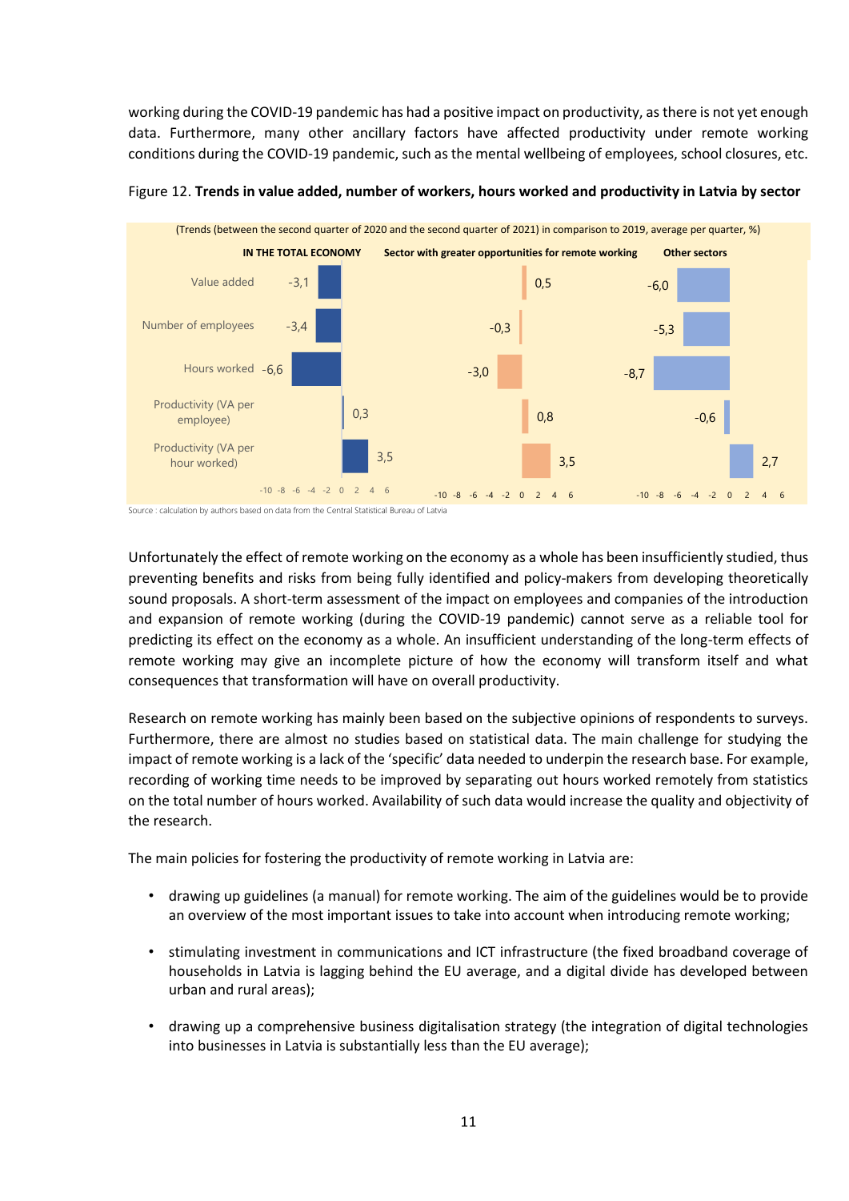working during the COVID-19 pandemic has had a positive impact on productivity, as there is not yet enough data. Furthermore, many other ancillary factors have affected productivity under remote working conditions during the COVID-19 pandemic, such as the mental wellbeing of employees, school closures, etc.

Figure 12. **Trends in value added, number of workers, hours worked and productivity in Latvia by sector**

(Trends (between the second quarter of 2020 and the second quarter of 2021) in comparison to 2019, average per quarter, %)

| | IN THE TOTAL ECONOMY | Sector with greater opportunities for remote working | Other sectors |
|---|---|---|---|
| Value added | -3,1 | 0,5 | -6,0 |
| Number of employees | -3,4 | -0,3 | -5,3 |
| Hours worked | -6,6 | -3,0 | -8,7 |
| Productivity (VA per employee) | 0,3 | 0,8 | -0,6 |
| Productivity (VA per hour worked) | 3,5 | 3,5 | 2,7 |

Source : calculation by authors based on data from the Central Statistical Bureau of Latvia

Unfortunately the effect of remote working on the economy as a whole has been insufficiently studied, thus preventing benefits and risks from being fully identified and policy-makers from developing theoretically sound proposals. A short-term assessment of the impact on employees and companies of the introduction and expansion of remote working (during the COVID-19 pandemic) cannot serve as a reliable tool for predicting its effect on the economy as a whole. An insufficient understanding of the long-term effects of remote working may give an incomplete picture of how the economy will transform itself and what consequences that transformation will have on overall productivity.

Research on remote working has mainly been based on the subjective opinions of respondents to surveys. Furthermore, there are almost no studies based on statistical data. The main challenge for studying the impact of remote working is a lack of the 'specific' data needed to underpin the research base. For example, recording of working time needs to be improved by separating out hours worked remotely from statistics on the total number of hours worked. Availability of such data would increase the quality and objectivity of the research.

The main policies for fostering the productivity of remote working in Latvia are:

- drawing up guidelines (a manual) for remote working. The aim of the guidelines would be to provide an overview of the most important issues to take into account when introducing remote working;
- stimulating investment in communications and ICT infrastructure (the fixed broadband coverage of households in Latvia is lagging behind the EU average, and a digital divide has developed between urban and rural areas);
- drawing up a comprehensive business digitalisation strategy (the integration of digital technologies into businesses in Latvia is substantially less than the EU average);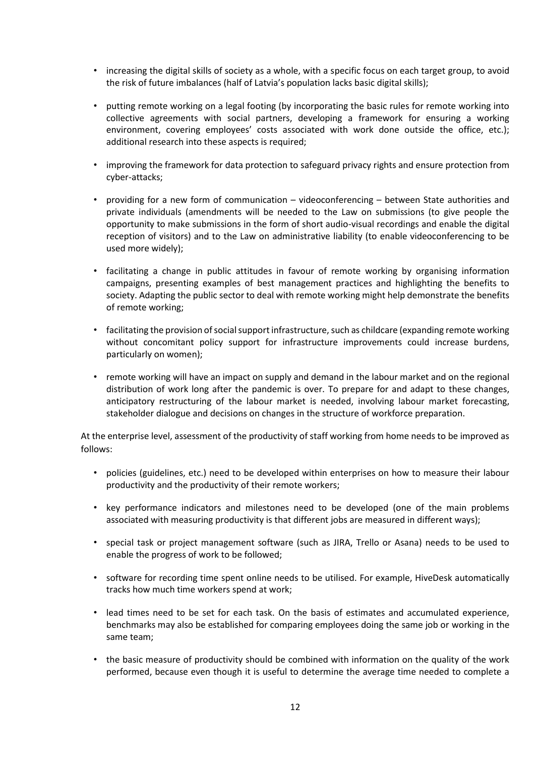- increasing the digital skills of society as a whole, with a specific focus on each target group, to avoid the risk of future imbalances (half of Latvia's population lacks basic digital skills);

- putting remote working on a legal footing (by incorporating the basic rules for remote working into collective agreements with social partners, developing a framework for ensuring a working environment, covering employees' costs associated with work done outside the office, etc.); additional research into these aspects is required;

- improving the framework for data protection to safeguard privacy rights and ensure protection from cyber-attacks;

- providing for a new form of communication – videoconferencing – between State authorities and private individuals (amendments will be needed to the Law on submissions (to give people the opportunity to make submissions in the form of short audio-visual recordings and enable the digital reception of visitors) and to the Law on administrative liability (to enable videoconferencing to be used more widely);

- facilitating a change in public attitudes in favour of remote working by organising information campaigns, presenting examples of best management practices and highlighting the benefits to society. Adapting the public sector to deal with remote working might help demonstrate the benefits of remote working;

- facilitating the provision of social support infrastructure, such as childcare (expanding remote working without concomitant policy support for infrastructure improvements could increase burdens, particularly on women);

- remote working will have an impact on supply and demand in the labour market and on the regional distribution of work long after the pandemic is over. To prepare for and adapt to these changes, anticipatory restructuring of the labour market is needed, involving labour market forecasting, stakeholder dialogue and decisions on changes in the structure of workforce preparation.

At the enterprise level, assessment of the productivity of staff working from home needs to be improved as follows:

- policies (guidelines, etc.) need to be developed within enterprises on how to measure their labour productivity and the productivity of their remote workers;

- key performance indicators and milestones need to be developed (one of the main problems associated with measuring productivity is that different jobs are measured in different ways);

- special task or project management software (such as JIRA, Trello or Asana) needs to be used to enable the progress of work to be followed;

- software for recording time spent online needs to be utilised. For example, HiveDesk automatically tracks how much time workers spend at work;

- lead times need to be set for each task. On the basis of estimates and accumulated experience, benchmarks may also be established for comparing employees doing the same job or working in the same team;

- the basic measure of productivity should be combined with information on the quality of the work performed, because even though it is useful to determine the average time needed to complete a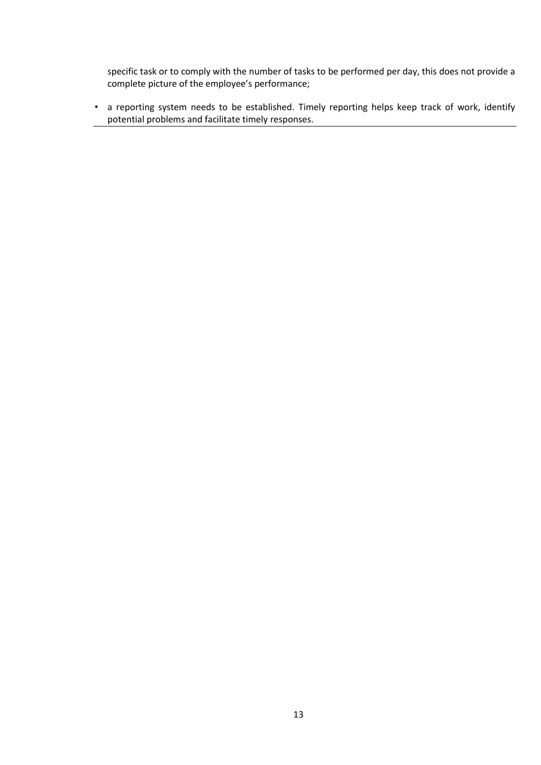specific task or to comply with the number of tasks to be performed per day, this does not provide a complete picture of the employee's performance;

- a reporting system needs to be established. Timely reporting helps keep track of work, identify potential problems and facilitate timely responses.